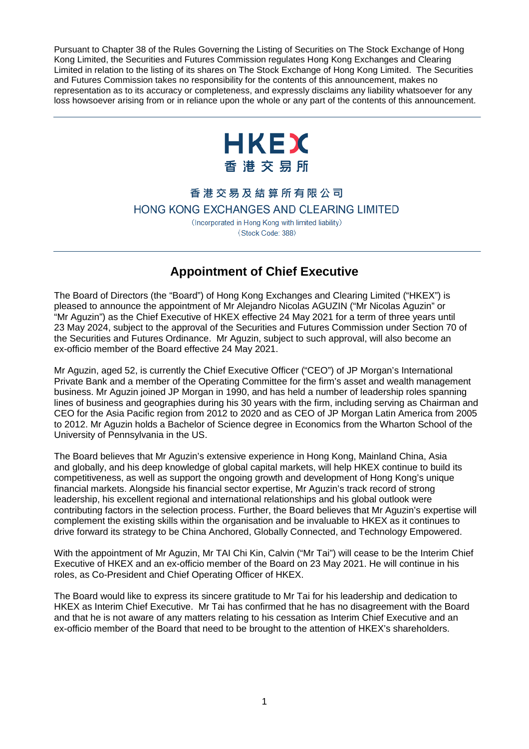Pursuant to Chapter 38 of the Rules Governing the Listing of Securities on The Stock Exchange of Hong Kong Limited, the Securities and Futures Commission regulates Hong Kong Exchanges and Clearing Limited in relation to the listing of its shares on The Stock Exchange of Hong Kong Limited. The Securities and Futures Commission takes no responsibility for the contents of this announcement, makes no representation as to its accuracy or completeness, and expressly disclaims any liability whatsoever for any loss howsoever arising from or in reliance upon the whole or any part of the contents of this announcement.

HKEX
香港交易所

香港交易及結算所有限公司
HONG KONG EXCHANGES AND CLEARING LIMITED
(Incorporated in Hong Kong with limited liability)
(Stock Code: 388)

# Appointment of Chief Executive

The Board of Directors (the "Board") of Hong Kong Exchanges and Clearing Limited ("HKEX") is pleased to announce the appointment of Mr Alejandro Nicolas AGUZIN ("Mr Nicolas Aguzin" or "Mr Aguzin") as the Chief Executive of HKEX effective 24 May 2021 for a term of three years until 23 May 2024, subject to the approval of the Securities and Futures Commission under Section 70 of the Securities and Futures Ordinance. Mr Aguzin, subject to such approval, will also become an ex-officio member of the Board effective 24 May 2021.

Mr Aguzin, aged 52, is currently the Chief Executive Officer ("CEO") of JP Morgan's International Private Bank and a member of the Operating Committee for the firm's asset and wealth management business. Mr Aguzin joined JP Morgan in 1990, and has held a number of leadership roles spanning lines of business and geographies during his 30 years with the firm, including serving as Chairman and CEO for the Asia Pacific region from 2012 to 2020 and as CEO of JP Morgan Latin America from 2005 to 2012. Mr Aguzin holds a Bachelor of Science degree in Economics from the Wharton School of the University of Pennsylvania in the US.

The Board believes that Mr Aguzin's extensive experience in Hong Kong, Mainland China, Asia and globally, and his deep knowledge of global capital markets, will help HKEX continue to build its competitiveness, as well as support the ongoing growth and development of Hong Kong's unique financial markets. Alongside his financial sector expertise, Mr Aguzin's track record of strong leadership, his excellent regional and international relationships and his global outlook were contributing factors in the selection process. Further, the Board believes that Mr Aguzin's expertise will complement the existing skills within the organisation and be invaluable to HKEX as it continues to drive forward its strategy to be China Anchored, Globally Connected, and Technology Empowered.

With the appointment of Mr Aguzin, Mr TAI Chi Kin, Calvin ("Mr Tai") will cease to be the Interim Chief Executive of HKEX and an ex-officio member of the Board on 23 May 2021. He will continue in his roles, as Co-President and Chief Operating Officer of HKEX.

The Board would like to express its sincere gratitude to Mr Tai for his leadership and dedication to HKEX as Interim Chief Executive. Mr Tai has confirmed that he has no disagreement with the Board and that he is not aware of any matters relating to his cessation as Interim Chief Executive and an ex-officio member of the Board that need to be brought to the attention of HKEX's shareholders.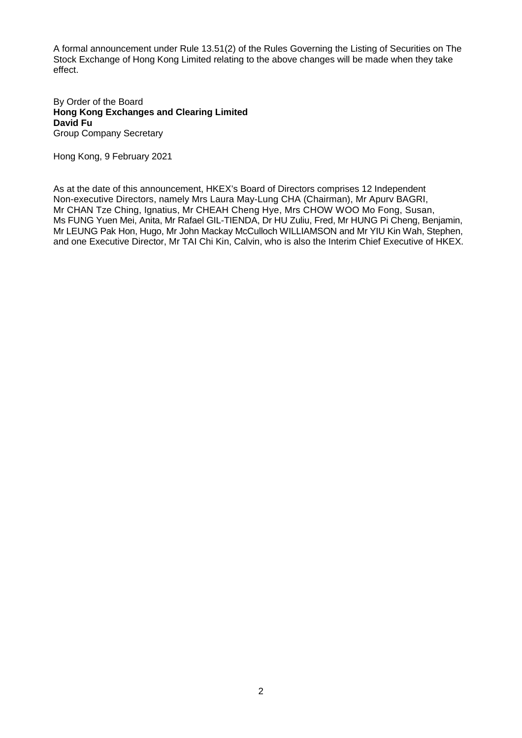A formal announcement under Rule 13.51(2) of the Rules Governing the Listing of Securities on The Stock Exchange of Hong Kong Limited relating to the above changes will be made when they take effect.

By Order of the Board
**Hong Kong Exchanges and Clearing Limited**
**David Fu**
Group Company Secretary

Hong Kong, 9 February 2021

As at the date of this announcement, HKEX's Board of Directors comprises 12 Independent Non-executive Directors, namely Mrs Laura May-Lung CHA (Chairman), Mr Apurv BAGRI, Mr CHAN Tze Ching, Ignatius, Mr CHEAH Cheng Hye, Mrs CHOW WOO Mo Fong, Susan, Ms FUNG Yuen Mei, Anita, Mr Rafael GIL-TIENDA, Dr HU Zuliu, Fred, Mr HUNG Pi Cheng, Benjamin, Mr LEUNG Pak Hon, Hugo, Mr John Mackay McCulloch WILLIAMSON and Mr YIU Kin Wah, Stephen, and one Executive Director, Mr TAI Chi Kin, Calvin, who is also the Interim Chief Executive of HKEX.